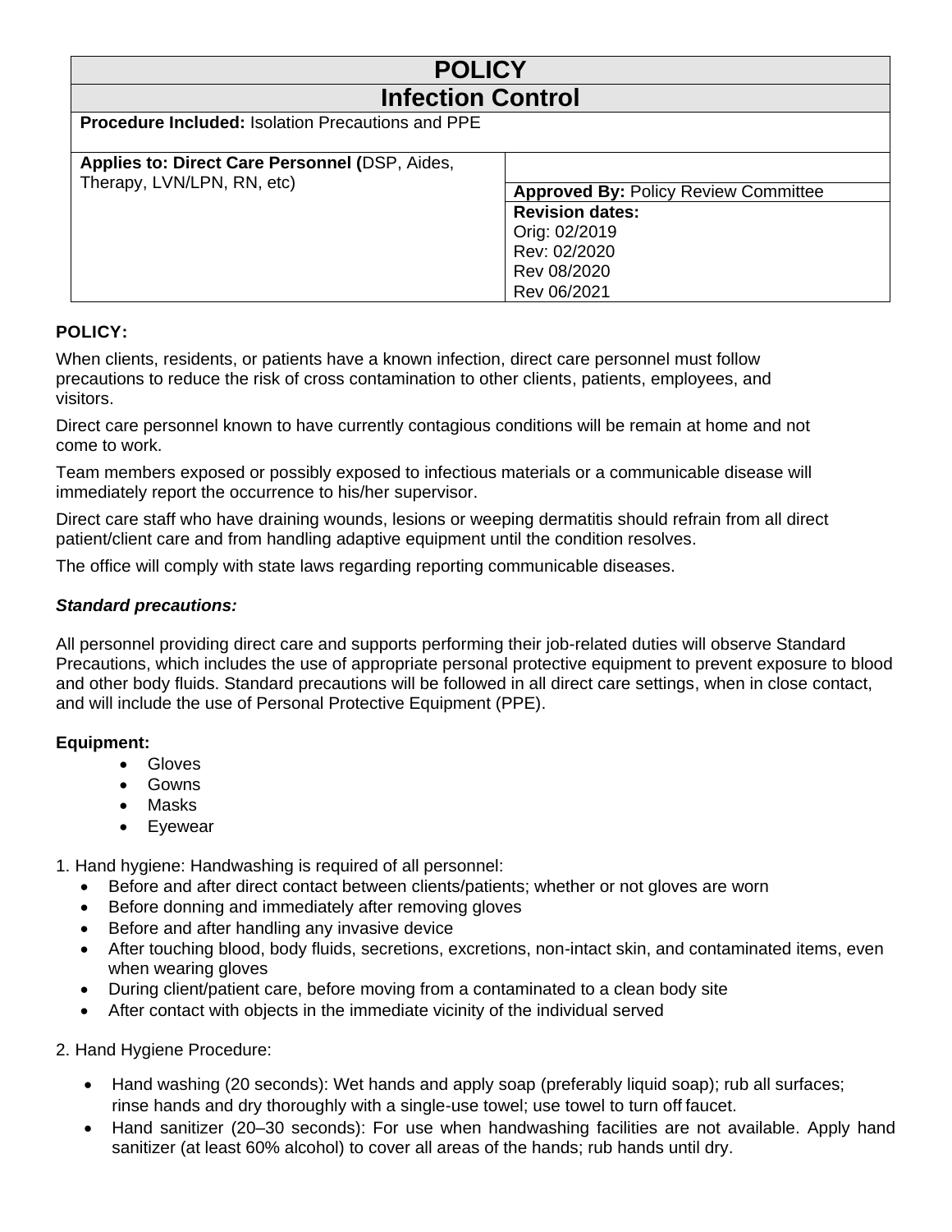# POLICY

## Infection Control

| **Procedure Included:** Isolation Precautions and PPE | |
|---|---|
| **Applies to: Direct Care Personnel (**DSP, Aides, Therapy, LVN/LPN, RN, etc) | |
| | **Approved By:** Policy Review Committee |
| | **Revision dates:**<br>Orig: 02/2019<br>Rev: 02/2020<br>Rev 08/2020<br>Rev 06/2021 |

**POLICY:**

When clients, residents, or patients have a known infection, direct care personnel must follow precautions to reduce the risk of cross contamination to other clients, patients, employees, and visitors.

Direct care personnel known to have currently contagious conditions will be remain at home and not come to work.

Team members exposed or possibly exposed to infectious materials or a communicable disease will immediately report the occurrence to his/her supervisor.

Direct care staff who have draining wounds, lesions or weeping dermatitis should refrain from all direct patient/client care and from handling adaptive equipment until the condition resolves.

The office will comply with state laws regarding reporting communicable diseases.

***Standard precautions:***

All personnel providing direct care and supports performing their job-related duties will observe Standard Precautions, which includes the use of appropriate personal protective equipment to prevent exposure to blood and other body fluids. Standard precautions will be followed in all direct care settings, when in close contact, and will include the use of Personal Protective Equipment (PPE).

**Equipment:**

- Gloves
- Gowns
- Masks
- Eyewear

1. Hand hygiene: Handwashing is required of all personnel:
   - Before and after direct contact between clients/patients; whether or not gloves are worn
   - Before donning and immediately after removing gloves
   - Before and after handling any invasive device
   - After touching blood, body fluids, secretions, excretions, non-intact skin, and contaminated items, even when wearing gloves
   - During client/patient care, before moving from a contaminated to a clean body site
   - After contact with objects in the immediate vicinity of the individual served

2. Hand Hygiene Procedure:
   - Hand washing (20 seconds): Wet hands and apply soap (preferably liquid soap); rub all surfaces; rinse hands and dry thoroughly with a single-use towel; use towel to turn off faucet.
   - Hand sanitizer (20–30 seconds): For use when handwashing facilities are not available. Apply hand sanitizer (at least 60% alcohol) to cover all areas of the hands; rub hands until dry.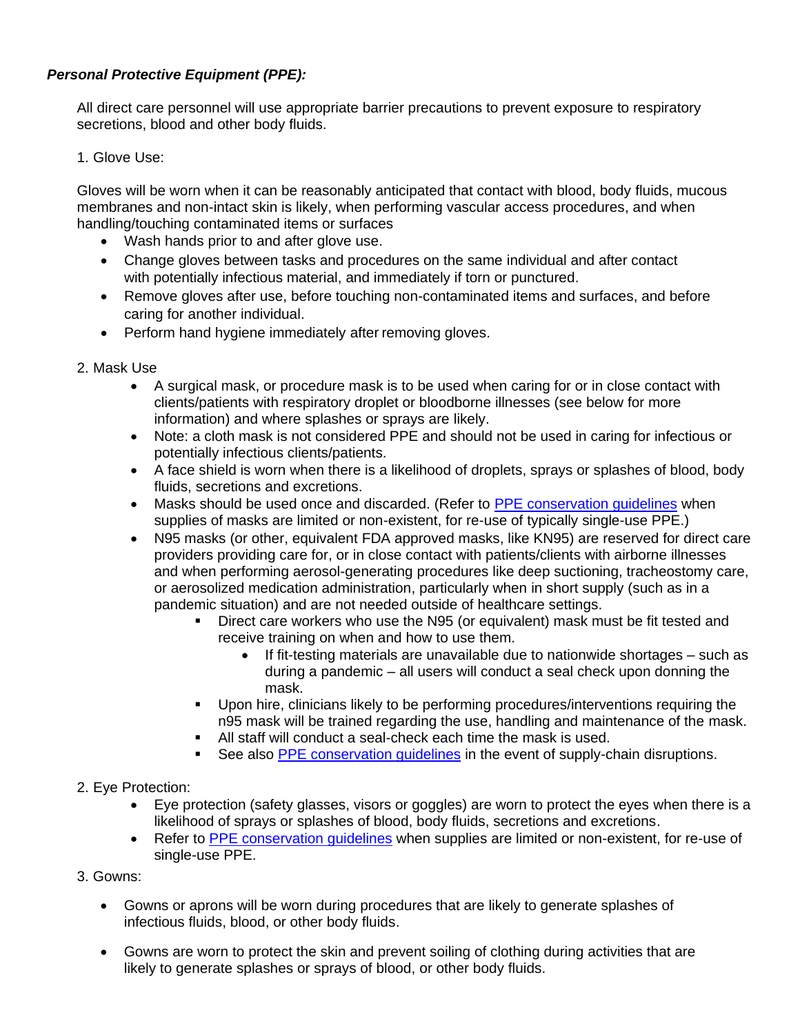***Personal Protective Equipment (PPE):***

All direct care personnel will use appropriate barrier precautions to prevent exposure to respiratory secretions, blood and other body fluids.

1. Glove Use:

Gloves will be worn when it can be reasonably anticipated that contact with blood, body fluids, mucous membranes and non-intact skin is likely, when performing vascular access procedures, and when handling/touching contaminated items or surfaces

- Wash hands prior to and after glove use.
- Change gloves between tasks and procedures on the same individual and after contact with potentially infectious material, and immediately if torn or punctured.
- Remove gloves after use, before touching non-contaminated items and surfaces, and before caring for another individual.
- Perform hand hygiene immediately after removing gloves.

2. Mask Use

- A surgical mask, or procedure mask is to be used when caring for or in close contact with clients/patients with respiratory droplet or bloodborne illnesses (see below for more information) and where splashes or sprays are likely.
- Note: a cloth mask is not considered PPE and should not be used in caring for infectious or potentially infectious clients/patients.
- A face shield is worn when there is a likelihood of droplets, sprays or splashes of blood, body fluids, secretions and excretions.
- Masks should be used once and discarded. (Refer to PPE conservation guidelines when supplies of masks are limited or non-existent, for re-use of typically single-use PPE.)
- N95 masks (or other, equivalent FDA approved masks, like KN95) are reserved for direct care providers providing care for, or in close contact with patients/clients with airborne illnesses and when performing aerosol-generating procedures like deep suctioning, tracheostomy care, or aerosolized medication administration, particularly when in short supply (such as in a pandemic situation) and are not needed outside of healthcare settings.
  - Direct care workers who use the N95 (or equivalent) mask must be fit tested and receive training on when and how to use them.
    - If fit-testing materials are unavailable due to nationwide shortages – such as during a pandemic – all users will conduct a seal check upon donning the mask.
  - Upon hire, clinicians likely to be performing procedures/interventions requiring the n95 mask will be trained regarding the use, handling and maintenance of the mask.
  - All staff will conduct a seal-check each time the mask is used.
  - See also PPE conservation guidelines in the event of supply-chain disruptions.

2. Eye Protection:

- Eye protection (safety glasses, visors or goggles) are worn to protect the eyes when there is a likelihood of sprays or splashes of blood, body fluids, secretions and excretions.
- Refer to PPE conservation guidelines when supplies are limited or non-existent, for re-use of single-use PPE.

3. Gowns:

- Gowns or aprons will be worn during procedures that are likely to generate splashes of infectious fluids, blood, or other body fluids.
- Gowns are worn to protect the skin and prevent soiling of clothing during activities that are likely to generate splashes or sprays of blood, or other body fluids.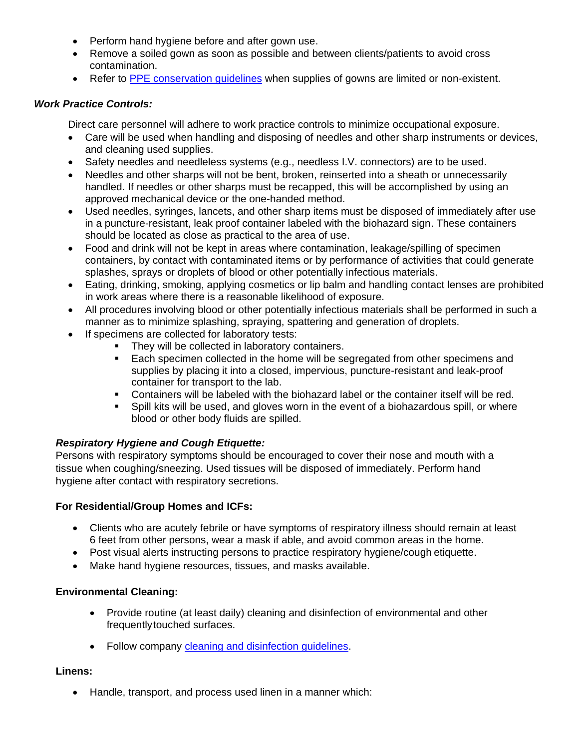- Perform hand hygiene before and after gown use.
- Remove a soiled gown as soon as possible and between clients/patients to avoid cross contamination.
- Refer to [PPE conservation guidelines]() when supplies of gowns are limited or non-existent.

***Work Practice Controls:***

Direct care personnel will adhere to work practice controls to minimize occupational exposure.

- Care will be used when handling and disposing of needles and other sharp instruments or devices, and cleaning used supplies.
- Safety needles and needleless systems (e.g., needless I.V. connectors) are to be used.
- Needles and other sharps will not be bent, broken, reinserted into a sheath or unnecessarily handled. If needles or other sharps must be recapped, this will be accomplished by using an approved mechanical device or the one-handed method.
- Used needles, syringes, lancets, and other sharp items must be disposed of immediately after use in a puncture-resistant, leak proof container labeled with the biohazard sign. These containers should be located as close as practical to the area of use.
- Food and drink will not be kept in areas where contamination, leakage/spilling of specimen containers, by contact with contaminated items or by performance of activities that could generate splashes, sprays or droplets of blood or other potentially infectious materials.
- Eating, drinking, smoking, applying cosmetics or lip balm and handling contact lenses are prohibited in work areas where there is a reasonable likelihood of exposure.
- All procedures involving blood or other potentially infectious materials shall be performed in such a manner as to minimize splashing, spraying, spattering and generation of droplets.
- If specimens are collected for laboratory tests:
  - They will be collected in laboratory containers.
  - Each specimen collected in the home will be segregated from other specimens and supplies by placing it into a closed, impervious, puncture-resistant and leak-proof container for transport to the lab.
  - Containers will be labeled with the biohazard label or the container itself will be red.
  - Spill kits will be used, and gloves worn in the event of a biohazardous spill, or where blood or other body fluids are spilled.

***Respiratory Hygiene and Cough Etiquette:***

Persons with respiratory symptoms should be encouraged to cover their nose and mouth with a tissue when coughing/sneezing. Used tissues will be disposed of immediately. Perform hand hygiene after contact with respiratory secretions.

**For Residential/Group Homes and ICFs:**

- Clients who are acutely febrile or have symptoms of respiratory illness should remain at least 6 feet from other persons, wear a mask if able, and avoid common areas in the home.
- Post visual alerts instructing persons to practice respiratory hygiene/cough etiquette.
- Make hand hygiene resources, tissues, and masks available.

**Environmental Cleaning:**

- Provide routine (at least daily) cleaning and disinfection of environmental and other frequently touched surfaces.
- Follow company [cleaning and disinfection guidelines]().

**Linens:**

- Handle, transport, and process used linen in a manner which: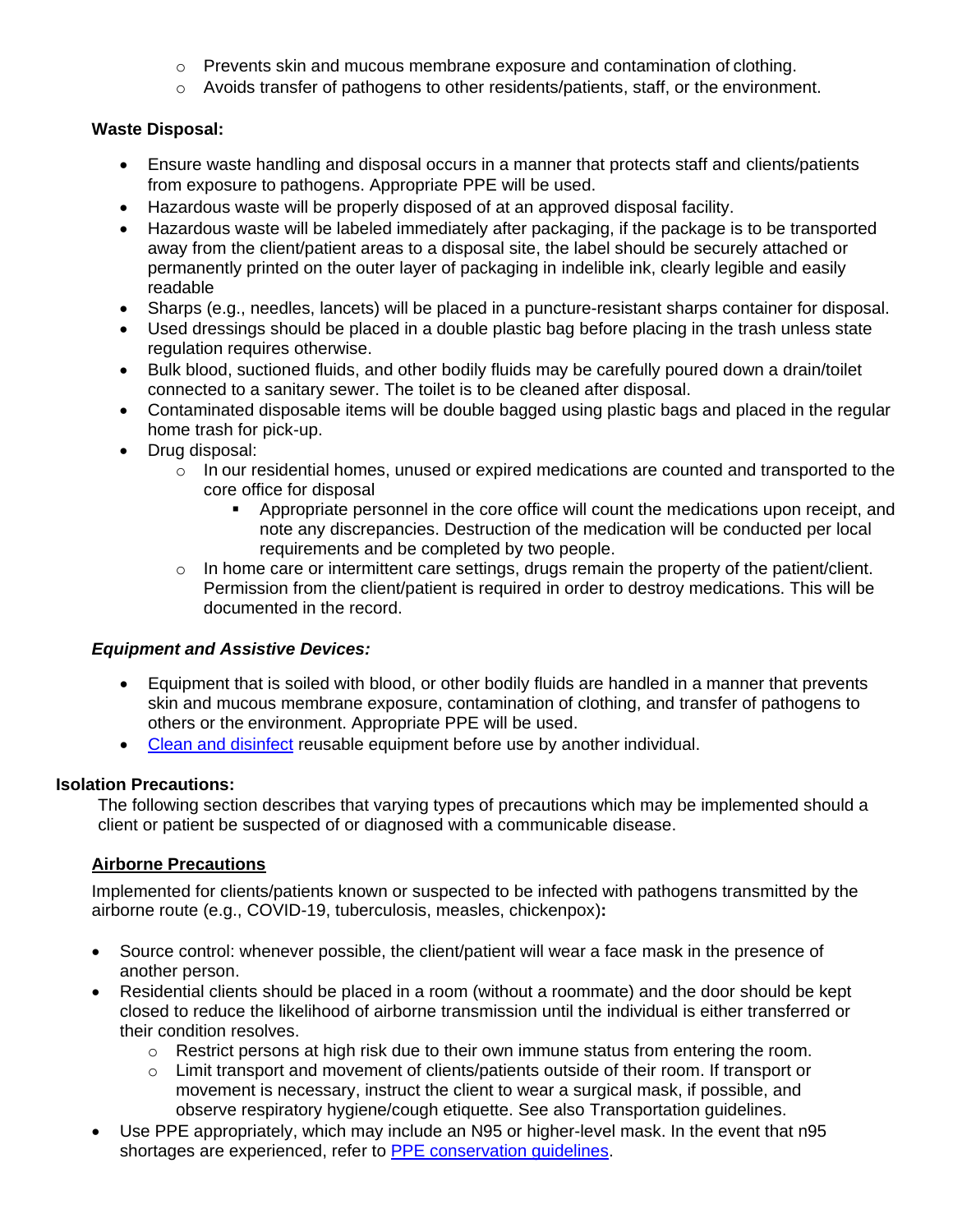- Prevents skin and mucous membrane exposure and contamination of clothing.
- Avoids transfer of pathogens to other residents/patients, staff, or the environment.

**Waste Disposal:**

- Ensure waste handling and disposal occurs in a manner that protects staff and clients/patients from exposure to pathogens. Appropriate PPE will be used.
- Hazardous waste will be properly disposed of at an approved disposal facility.
- Hazardous waste will be labeled immediately after packaging, if the package is to be transported away from the client/patient areas to a disposal site, the label should be securely attached or permanently printed on the outer layer of packaging in indelible ink, clearly legible and easily readable
- Sharps (e.g., needles, lancets) will be placed in a puncture-resistant sharps container for disposal.
- Used dressings should be placed in a double plastic bag before placing in the trash unless state regulation requires otherwise.
- Bulk blood, suctioned fluids, and other bodily fluids may be carefully poured down a drain/toilet connected to a sanitary sewer. The toilet is to be cleaned after disposal.
- Contaminated disposable items will be double bagged using plastic bags and placed in the regular home trash for pick-up.
- Drug disposal:
  - In our residential homes, unused or expired medications are counted and transported to the core office for disposal
    - Appropriate personnel in the core office will count the medications upon receipt, and note any discrepancies. Destruction of the medication will be conducted per local requirements and be completed by two people.
  - In home care or intermittent care settings, drugs remain the property of the patient/client. Permission from the client/patient is required in order to destroy medications. This will be documented in the record.

***Equipment and Assistive Devices:***

- Equipment that is soiled with blood, or other bodily fluids are handled in a manner that prevents skin and mucous membrane exposure, contamination of clothing, and transfer of pathogens to others or the environment. Appropriate PPE will be used.
- Clean and disinfect reusable equipment before use by another individual.

**Isolation Precautions:**

The following section describes that varying types of precautions which may be implemented should a client or patient be suspected of or diagnosed with a communicable disease.

**Airborne Precautions**

Implemented for clients/patients known or suspected to be infected with pathogens transmitted by the airborne route (e.g., COVID-19, tuberculosis, measles, chickenpox)**:**

- Source control: whenever possible, the client/patient will wear a face mask in the presence of another person.
- Residential clients should be placed in a room (without a roommate) and the door should be kept closed to reduce the likelihood of airborne transmission until the individual is either transferred or their condition resolves.
  - Restrict persons at high risk due to their own immune status from entering the room.
  - Limit transport and movement of clients/patients outside of their room. If transport or movement is necessary, instruct the client to wear a surgical mask, if possible, and observe respiratory hygiene/cough etiquette. See also Transportation guidelines.
- Use PPE appropriately, which may include an N95 or higher-level mask. In the event that n95 shortages are experienced, refer to PPE conservation guidelines.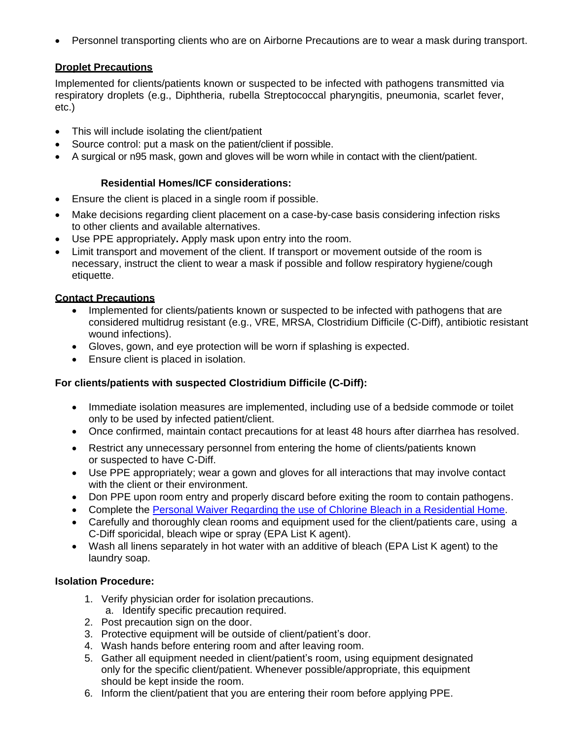- Personnel transporting clients who are on Airborne Precautions are to wear a mask during transport.

**Droplet Precautions**

Implemented for clients/patients known or suspected to be infected with pathogens transmitted via respiratory droplets (e.g., Diphtheria, rubella Streptococcal pharyngitis, pneumonia, scarlet fever, etc.)

- This will include isolating the client/patient
- Source control: put a mask on the patient/client if possible.
- A surgical or n95 mask, gown and gloves will be worn while in contact with the client/patient.

**Residential Homes/ICF considerations:**

- Ensure the client is placed in a single room if possible.
- Make decisions regarding client placement on a case-by-case basis considering infection risks to other clients and available alternatives.
- Use PPE appropriately**.** Apply mask upon entry into the room.
- Limit transport and movement of the client. If transport or movement outside of the room is necessary, instruct the client to wear a mask if possible and follow respiratory hygiene/cough etiquette.

**Contact Precautions**

- Implemented for clients/patients known or suspected to be infected with pathogens that are considered multidrug resistant (e.g., VRE, MRSA, Clostridium Difficile (C-Diff), antibiotic resistant wound infections).
- Gloves, gown, and eye protection will be worn if splashing is expected.
- Ensure client is placed in isolation.

**For clients/patients with suspected Clostridium Difficile (C-Diff):**

- Immediate isolation measures are implemented, including use of a bedside commode or toilet only to be used by infected patient/client.
- Once confirmed, maintain contact precautions for at least 48 hours after diarrhea has resolved.
- Restrict any unnecessary personnel from entering the home of clients/patients known or suspected to have C-Diff.
- Use PPE appropriately; wear a gown and gloves for all interactions that may involve contact with the client or their environment.
- Don PPE upon room entry and properly discard before exiting the room to contain pathogens.
- Complete the Personal Waiver Regarding the use of Chlorine Bleach in a Residential Home.
- Carefully and thoroughly clean rooms and equipment used for the client/patients care, using a C-Diff sporicidal, bleach wipe or spray (EPA List K agent).
- Wash all linens separately in hot water with an additive of bleach (EPA List K agent) to the laundry soap.

**Isolation Procedure:**

1. Verify physician order for isolation precautions.
   a. Identify specific precaution required.
2. Post precaution sign on the door.
3. Protective equipment will be outside of client/patient's door.
4. Wash hands before entering room and after leaving room.
5. Gather all equipment needed in client/patient's room, using equipment designated only for the specific client/patient. Whenever possible/appropriate, this equipment should be kept inside the room.
6. Inform the client/patient that you are entering their room before applying PPE.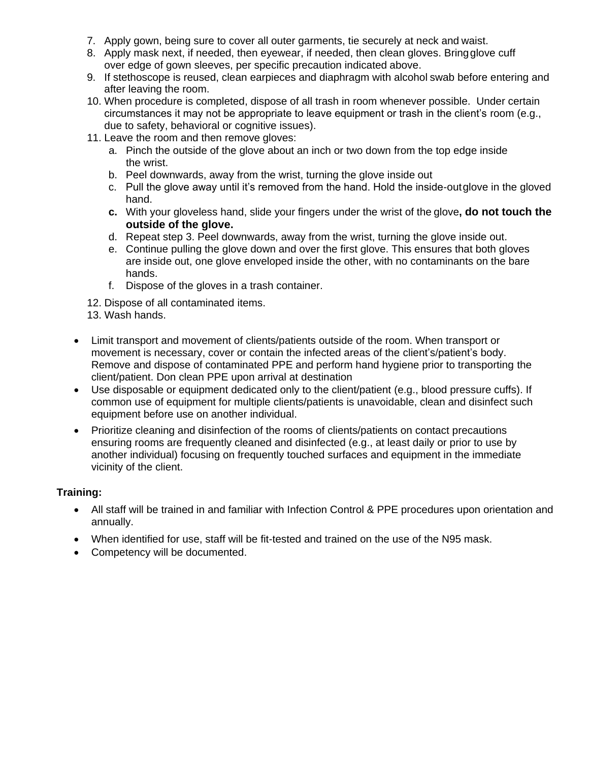7. Apply gown, being sure to cover all outer garments, tie securely at neck and waist.
8. Apply mask next, if needed, then eyewear, if needed, then clean gloves. Bring glove cuff over edge of gown sleeves, per specific precaution indicated above.
9. If stethoscope is reused, clean earpieces and diaphragm with alcohol swab before entering and after leaving the room.
10. When procedure is completed, dispose of all trash in room whenever possible. Under certain circumstances it may not be appropriate to leave equipment or trash in the client's room (e.g., due to safety, behavioral or cognitive issues).
11. Leave the room and then remove gloves:
    a. Pinch the outside of the glove about an inch or two down from the top edge inside the wrist.
    b. Peel downwards, away from the wrist, turning the glove inside out
    c. Pull the glove away until it's removed from the hand. Hold the inside-out glove in the gloved hand.
    **c.** With your gloveless hand, slide your fingers under the wrist of the glove**, do not touch the outside of the glove.**
    d. Repeat step 3. Peel downwards, away from the wrist, turning the glove inside out.
    e. Continue pulling the glove down and over the first glove. This ensures that both gloves are inside out, one glove enveloped inside the other, with no contaminants on the bare hands.
    f. Dispose of the gloves in a trash container.
12. Dispose of all contaminated items.
13. Wash hands.

- Limit transport and movement of clients/patients outside of the room. When transport or movement is necessary, cover or contain the infected areas of the client's/patient's body. Remove and dispose of contaminated PPE and perform hand hygiene prior to transporting the client/patient. Don clean PPE upon arrival at destination
- Use disposable or equipment dedicated only to the client/patient (e.g., blood pressure cuffs). If common use of equipment for multiple clients/patients is unavoidable, clean and disinfect such equipment before use on another individual.
- Prioritize cleaning and disinfection of the rooms of clients/patients on contact precautions ensuring rooms are frequently cleaned and disinfected (e.g., at least daily or prior to use by another individual) focusing on frequently touched surfaces and equipment in the immediate vicinity of the client.

**Training:**

- All staff will be trained in and familiar with Infection Control & PPE procedures upon orientation and annually.
- When identified for use, staff will be fit-tested and trained on the use of the N95 mask.
- Competency will be documented.